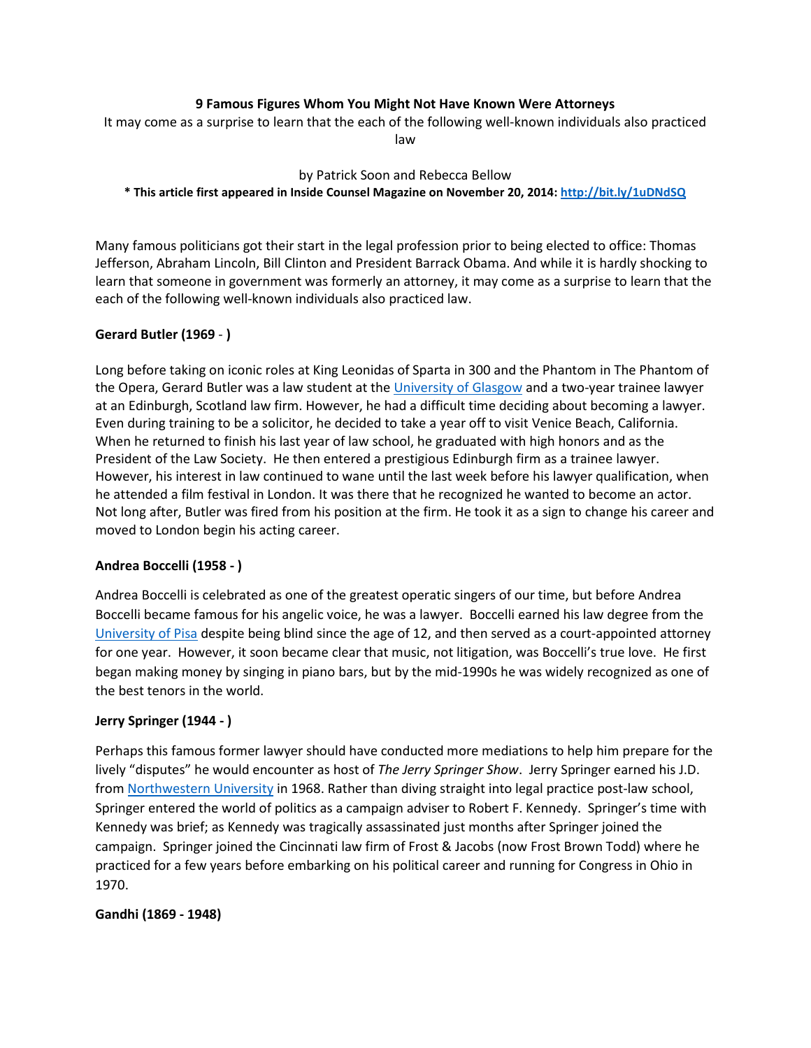**9 Famous Figures Whom You Might Not Have Known Were Attorneys**

It may come as a surprise to learn that the each of the following well-known individuals also practiced law

by Patrick Soon and Rebecca Bellow

**\* This article first appeared in Inside Counsel Magazine on November 20, 2014: [http://bit.ly/1uDNdSQ](http://bit.ly/1uDNdSQ)**

Many famous politicians got their start in the legal profession prior to being elected to office: Thomas Jefferson, Abraham Lincoln, Bill Clinton and President Barrack Obama. And while it is hardly shocking to learn that someone in government was formerly an attorney, it may come as a surprise to learn that the each of the following well-known individuals also practiced law.

**Gerard Butler (1969 - )**

Long before taking on iconic roles at King Leonidas of Sparta in 300 and the Phantom in The Phantom of the Opera, Gerard Butler was a law student at the [University of Glasgow](#) and a two-year trainee lawyer at an Edinburgh, Scotland law firm. However, he had a difficult time deciding about becoming a lawyer. Even during training to be a solicitor, he decided to take a year off to visit Venice Beach, California. When he returned to finish his last year of law school, he graduated with high honors and as the President of the Law Society. He then entered a prestigious Edinburgh firm as a trainee lawyer. However, his interest in law continued to wane until the last week before his lawyer qualification, when he attended a film festival in London. It was there that he recognized he wanted to become an actor. Not long after, Butler was fired from his position at the firm. He took it as a sign to change his career and moved to London begin his acting career.

**Andrea Boccelli (1958 - )**

Andrea Boccelli is celebrated as one of the greatest operatic singers of our time, but before Andrea Boccelli became famous for his angelic voice, he was a lawyer. Boccelli earned his law degree from the [University of Pisa](#) despite being blind since the age of 12, and then served as a court-appointed attorney for one year. However, it soon became clear that music, not litigation, was Boccelli's true love. He first began making money by singing in piano bars, but by the mid-1990s he was widely recognized as one of the best tenors in the world.

**Jerry Springer (1944 - )**

Perhaps this famous former lawyer should have conducted more mediations to help him prepare for the lively "disputes" he would encounter as host of *The Jerry Springer Show*. Jerry Springer earned his J.D. from [Northwestern University](#) in 1968. Rather than diving straight into legal practice post-law school, Springer entered the world of politics as a campaign adviser to Robert F. Kennedy. Springer's time with Kennedy was brief; as Kennedy was tragically assassinated just months after Springer joined the campaign. Springer joined the Cincinnati law firm of Frost & Jacobs (now Frost Brown Todd) where he practiced for a few years before embarking on his political career and running for Congress in Ohio in 1970.

**Gandhi (1869 - 1948)**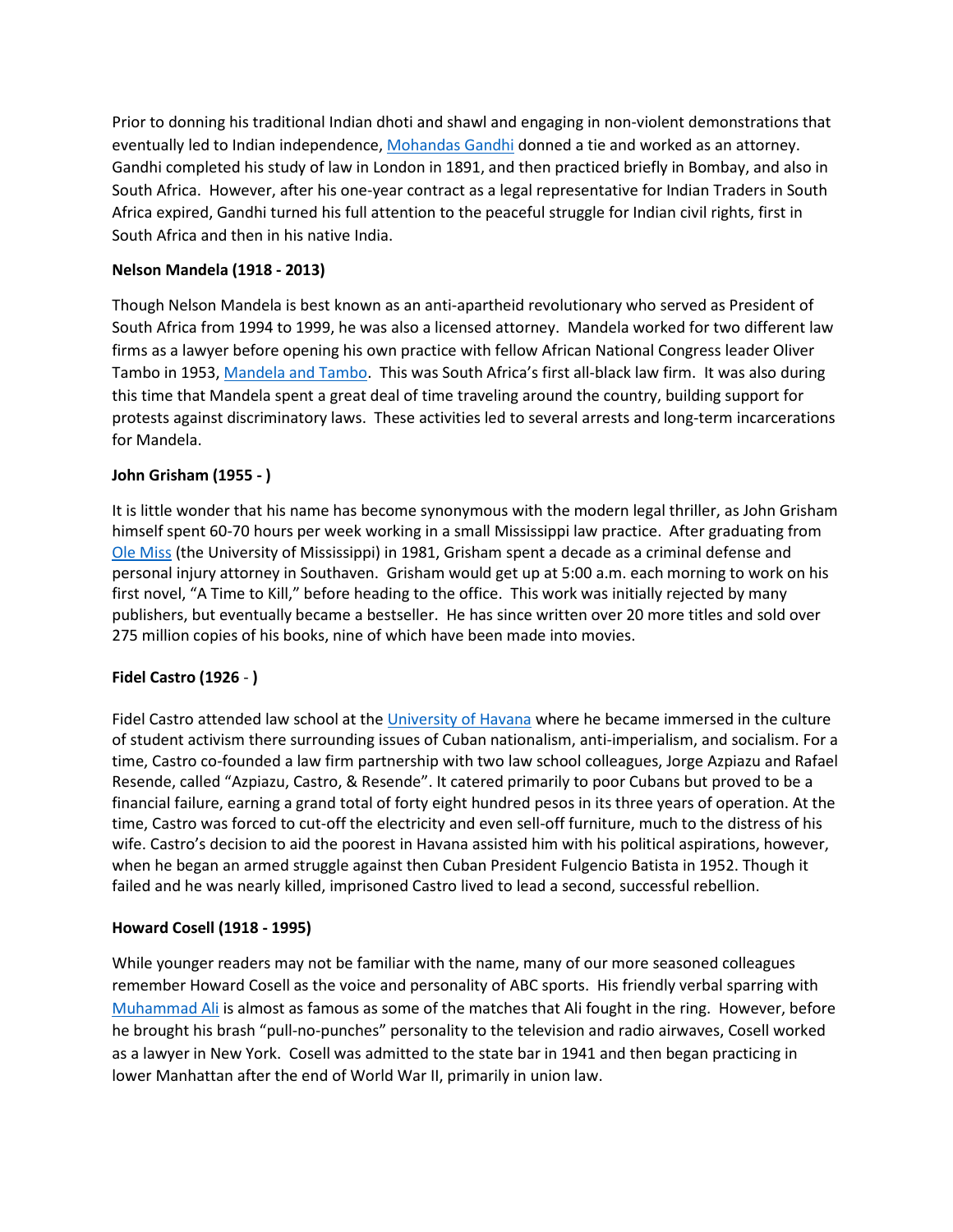Prior to donning his traditional Indian dhoti and shawl and engaging in non-violent demonstrations that eventually led to Indian independence, Mohandas Gandhi donned a tie and worked as an attorney. Gandhi completed his study of law in London in 1891, and then practiced briefly in Bombay, and also in South Africa. However, after his one-year contract as a legal representative for Indian Traders in South Africa expired, Gandhi turned his full attention to the peaceful struggle for Indian civil rights, first in South Africa and then in his native India.

**Nelson Mandela (1918 - 2013)**

Though Nelson Mandela is best known as an anti-apartheid revolutionary who served as President of South Africa from 1994 to 1999, he was also a licensed attorney. Mandela worked for two different law firms as a lawyer before opening his own practice with fellow African National Congress leader Oliver Tambo in 1953, Mandela and Tambo. This was South Africa's first all-black law firm. It was also during this time that Mandela spent a great deal of time traveling around the country, building support for protests against discriminatory laws. These activities led to several arrests and long-term incarcerations for Mandela.

**John Grisham (1955 - )**

It is little wonder that his name has become synonymous with the modern legal thriller, as John Grisham himself spent 60-70 hours per week working in a small Mississippi law practice. After graduating from Ole Miss (the University of Mississippi) in 1981, Grisham spent a decade as a criminal defense and personal injury attorney in Southaven. Grisham would get up at 5:00 a.m. each morning to work on his first novel, "A Time to Kill," before heading to the office. This work was initially rejected by many publishers, but eventually became a bestseller. He has since written over 20 more titles and sold over 275 million copies of his books, nine of which have been made into movies.

**Fidel Castro (1926 - )**

Fidel Castro attended law school at the University of Havana where he became immersed in the culture of student activism there surrounding issues of Cuban nationalism, anti-imperialism, and socialism. For a time, Castro co-founded a law firm partnership with two law school colleagues, Jorge Azpiazu and Rafael Resende, called "Azpiazu, Castro, & Resende". It catered primarily to poor Cubans but proved to be a financial failure, earning a grand total of forty eight hundred pesos in its three years of operation. At the time, Castro was forced to cut-off the electricity and even sell-off furniture, much to the distress of his wife. Castro's decision to aid the poorest in Havana assisted him with his political aspirations, however, when he began an armed struggle against then Cuban President Fulgencio Batista in 1952. Though it failed and he was nearly killed, imprisoned Castro lived to lead a second, successful rebellion.

**Howard Cosell (1918 - 1995)**

While younger readers may not be familiar with the name, many of our more seasoned colleagues remember Howard Cosell as the voice and personality of ABC sports. His friendly verbal sparring with Muhammad Ali is almost as famous as some of the matches that Ali fought in the ring. However, before he brought his brash "pull-no-punches" personality to the television and radio airwaves, Cosell worked as a lawyer in New York. Cosell was admitted to the state bar in 1941 and then began practicing in lower Manhattan after the end of World War II, primarily in union law.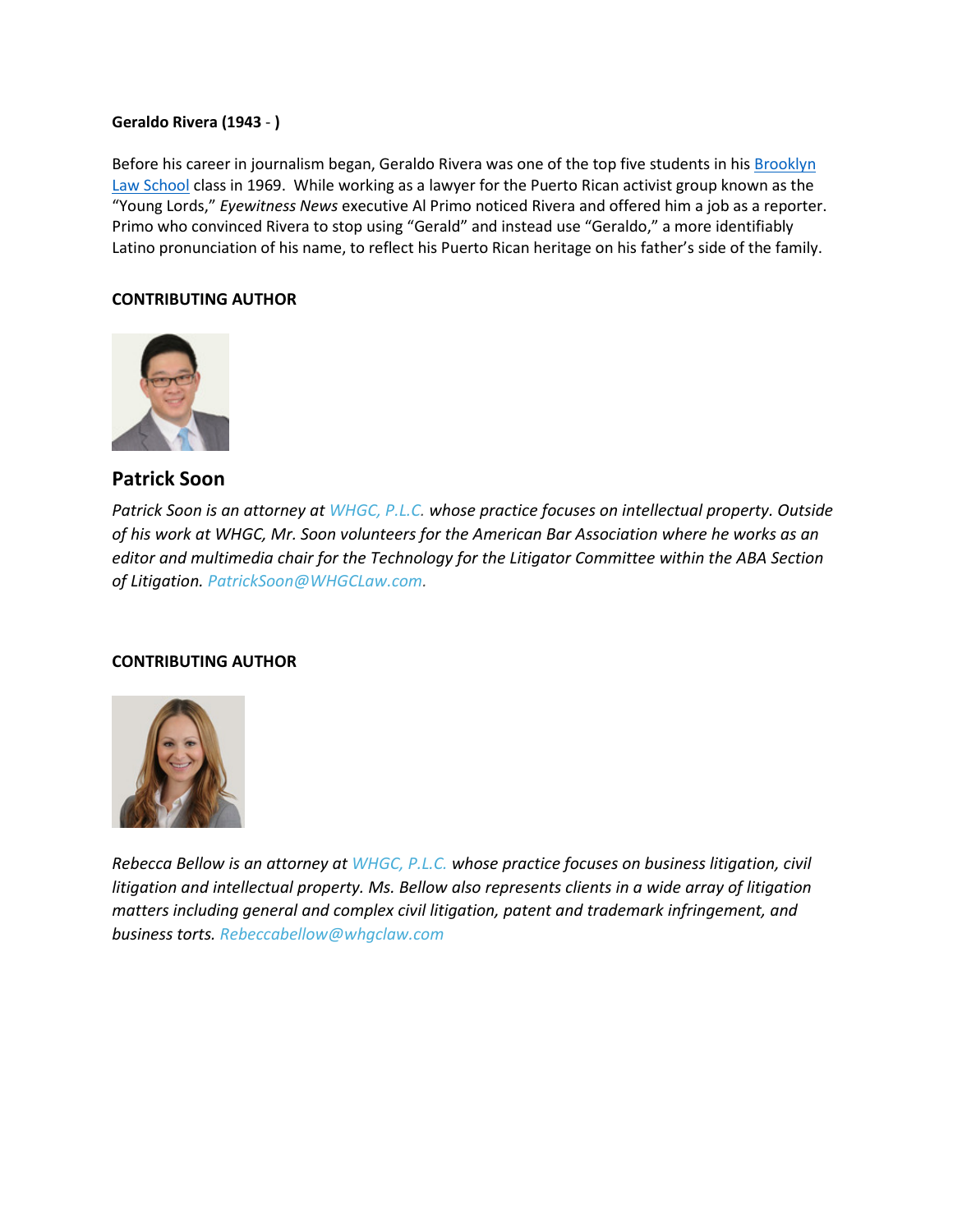**Geraldo Rivera (1943 - )**

Before his career in journalism began, Geraldo Rivera was one of the top five students in his Brooklyn Law School class in 1969. While working as a lawyer for the Puerto Rican activist group known as the "Young Lords," *Eyewitness News* executive Al Primo noticed Rivera and offered him a job as a reporter. Primo who convinced Rivera to stop using "Gerald" and instead use "Geraldo," a more identifiably Latino pronunciation of his name, to reflect his Puerto Rican heritage on his father's side of the family.

**CONTRIBUTING AUTHOR**

## Patrick Soon

*Patrick Soon is an attorney at WHGC, P.L.C. whose practice focuses on intellectual property. Outside of his work at WHGC, Mr. Soon volunteers for the American Bar Association where he works as an editor and multimedia chair for the Technology for the Litigator Committee within the ABA Section of Litigation. PatrickSoon@WHGCLaw.com.*

**CONTRIBUTING AUTHOR**

*Rebecca Bellow is an attorney at WHGC, P.L.C. whose practice focuses on business litigation, civil litigation and intellectual property. Ms. Bellow also represents clients in a wide array of litigation matters including general and complex civil litigation, patent and trademark infringement, and business torts. Rebeccabellow@whgclaw.com*